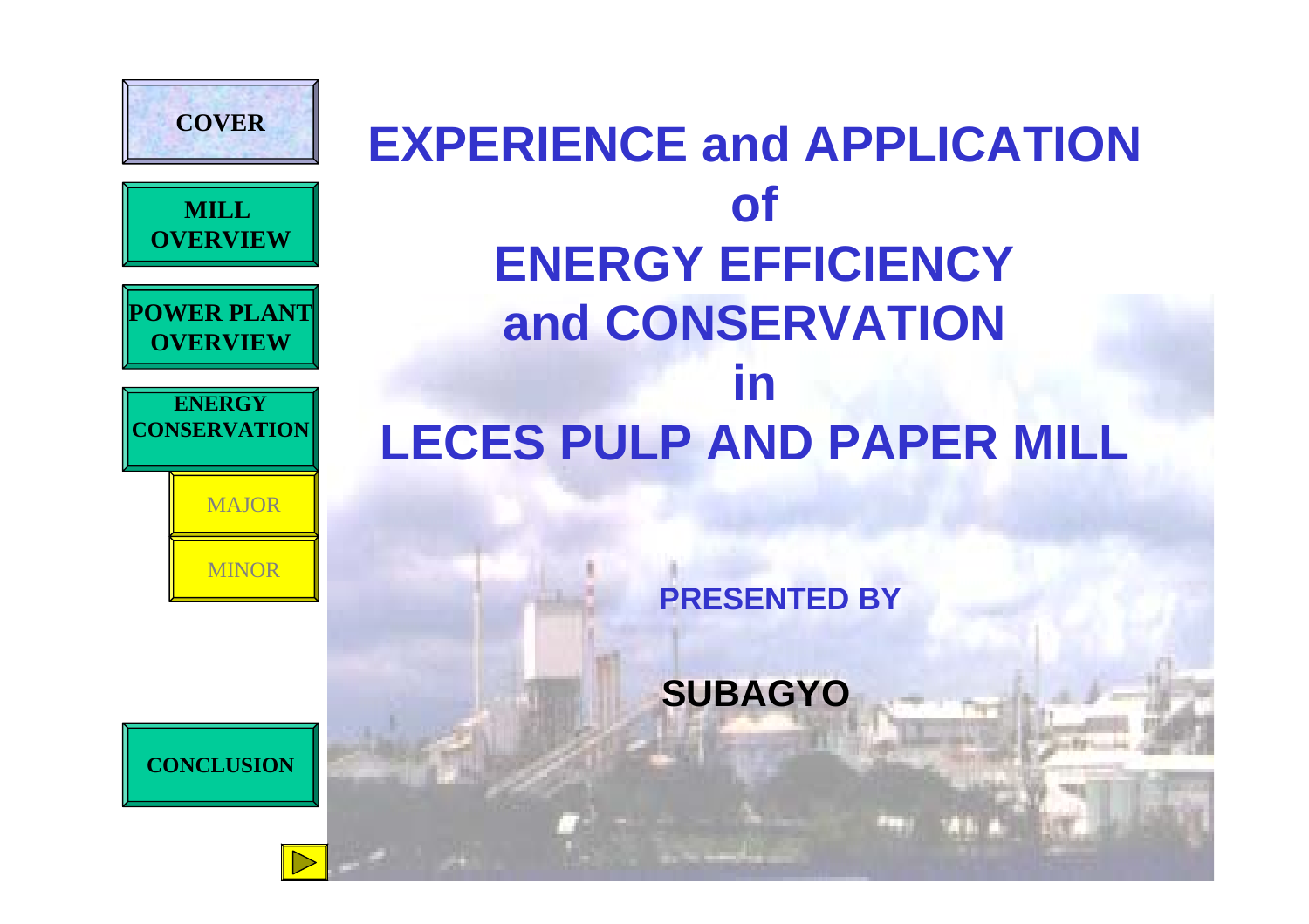COVER

MILL OVERVIEW

POWER PLANT OVERVIEW

ENERGY CONSERVATION

MAJOR

MINOR

CONCLUSION

# EXPERIENCE and APPLICATION of ENERGY EFFICIENCY and CONSERVATION in LECES PULP AND PAPER MILL

**PRESENTED BY**

**SUBAGYO**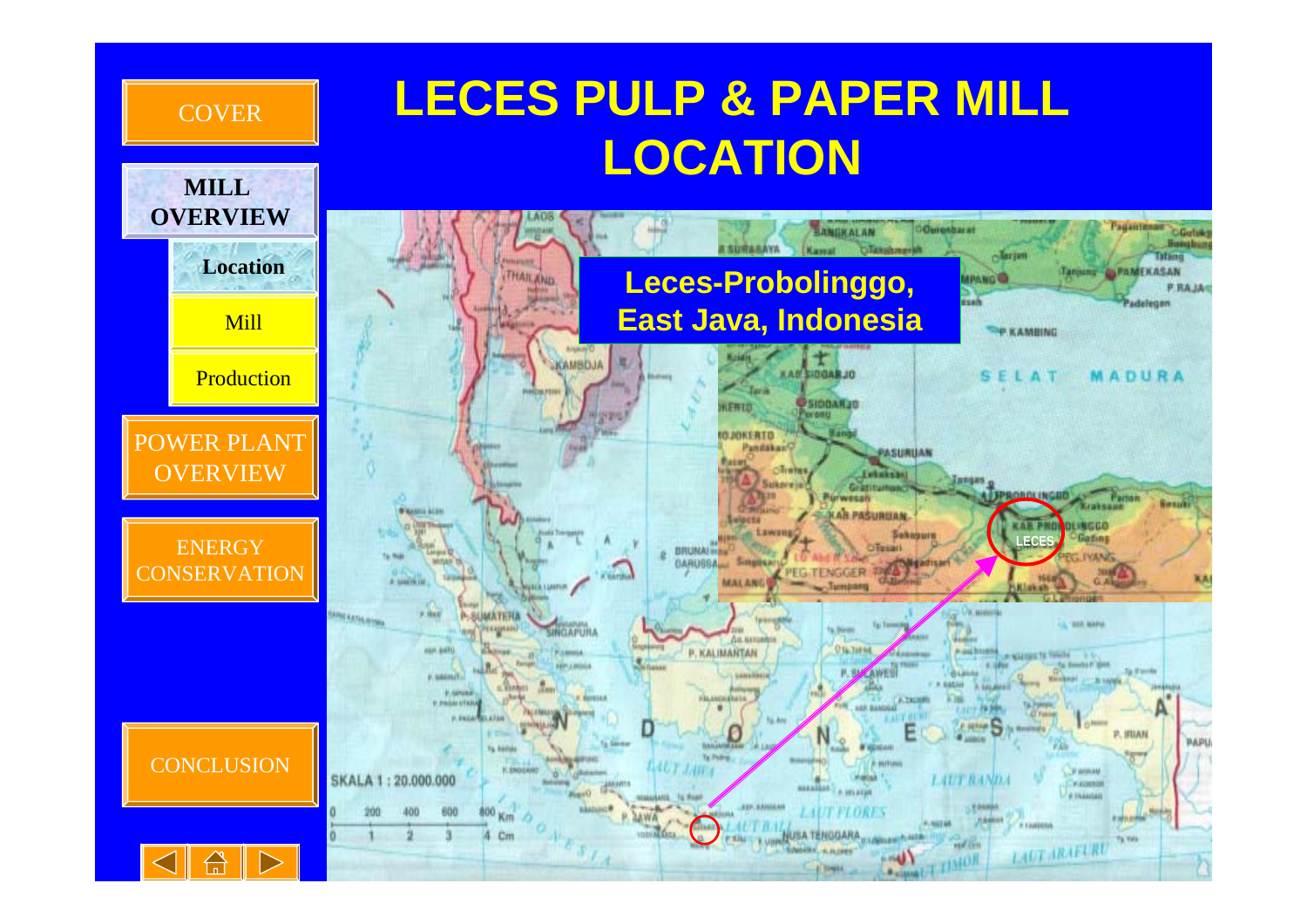# LECES PULP & PAPER MILL LOCATION

- COVER
- MILL OVERVIEW
  - Location
  - Mill
  - Production
- POWER PLANT OVERVIEW
- ENERGY CONSERVATION
- CONCLUSION

**Leces-Probolinggo, East Java, Indonesia**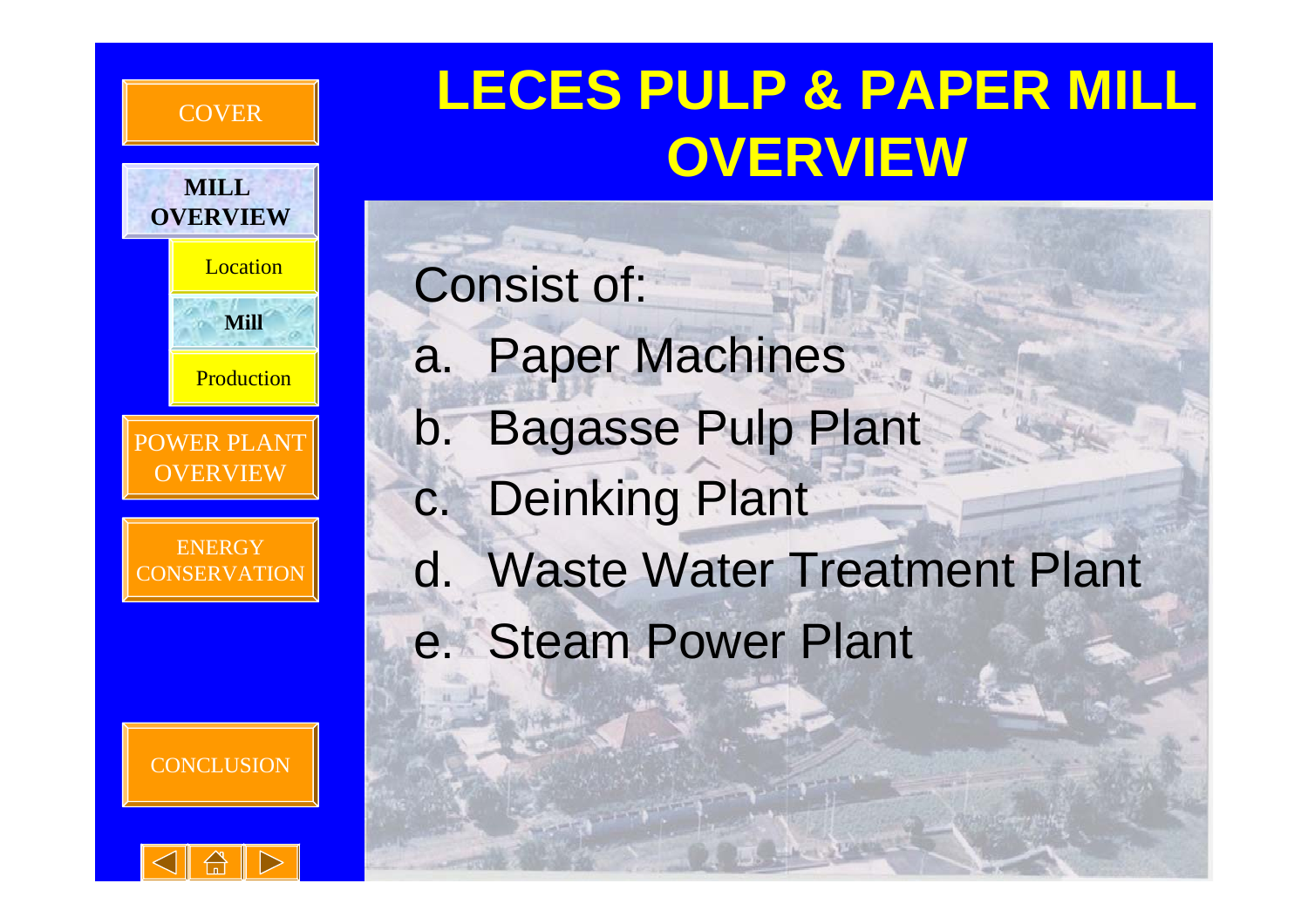# LECES PULP & PAPER MILL OVERVIEW

Consist of:

a. Paper Machines
b. Bagasse Pulp Plant
c. Deinking Plant
d. Waste Water Treatment Plant
e. Steam Power Plant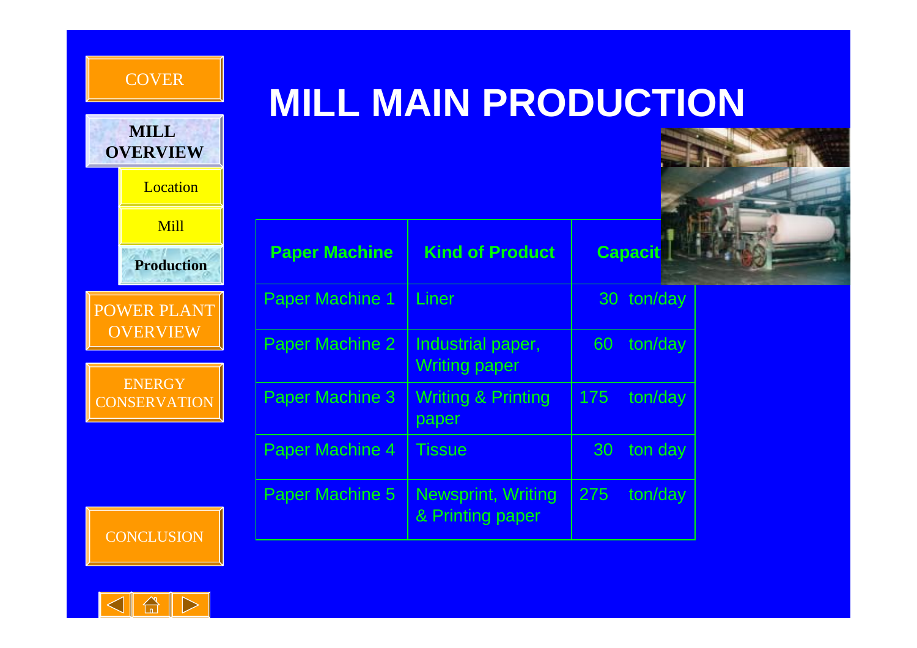# MILL MAIN PRODUCTION

| Paper Machine | Kind of Product | Capacity |
|---|---|---|
| Paper Machine 1 | Liner | 30 ton/day |
| Paper Machine 2 | Industrial paper, Writing paper | 60 ton/day |
| Paper Machine 3 | Writing & Printing paper | 175 ton/day |
| Paper Machine 4 | Tissue | 30 ton day |
| Paper Machine 5 | Newsprint, Writing & Printing paper | 275 ton/day |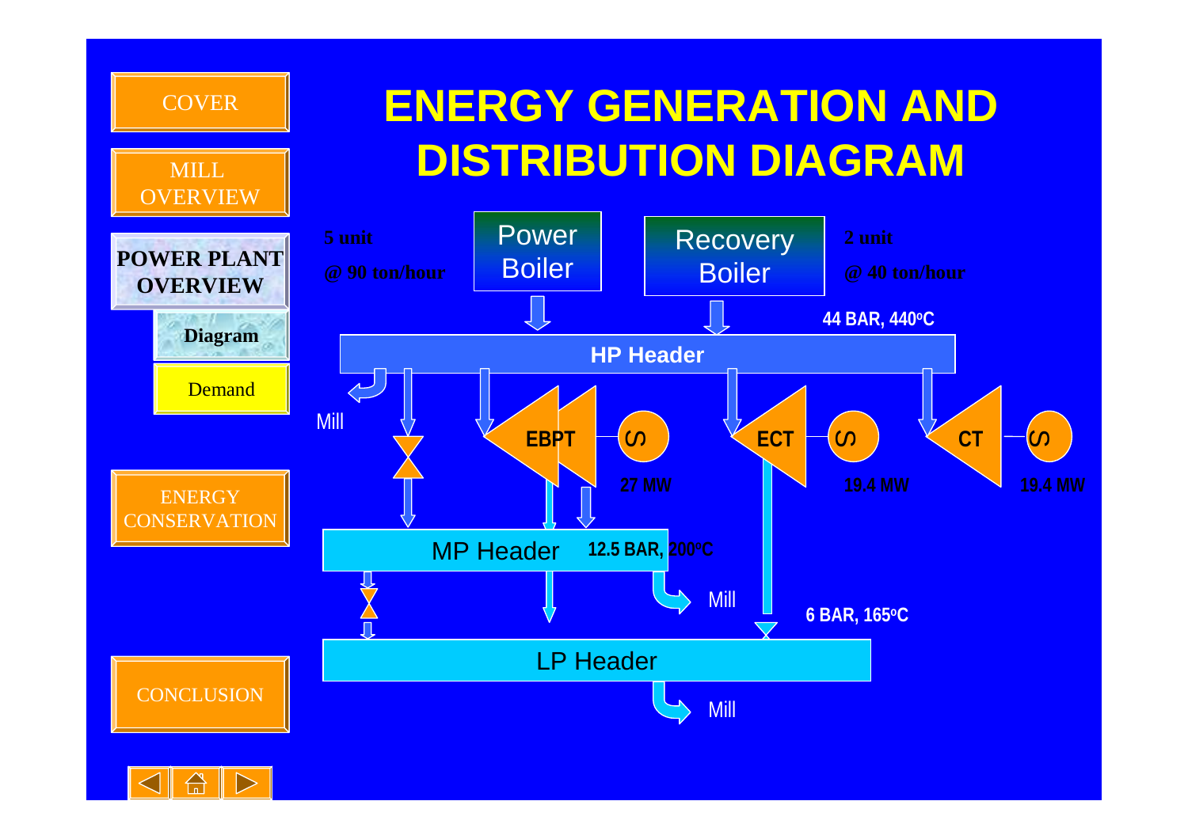- COVER
- MILL OVERVIEW
- POWER PLANT OVERVIEW
  - Diagram
  - Demand
- ENERGY CONSERVATION
- CONCLUSION

# ENERGY GENERATION AND DISTRIBUTION DIAGRAM

**5 unit**

**@ 90 ton/hour**

Power Boiler

Recovery Boiler

**2 unit**

**@ 40 ton/hour**

**44 BAR, 440°C**

**HP Header**

Mill

**EBPT** — S — **27 MW**

**ECT** — S — **19.4 MW**

**CT** — S — **19.4 MW**

MP Header **12.5 BAR, 200°C**

Mill

**6 BAR, 165°C**

LP Header

Mill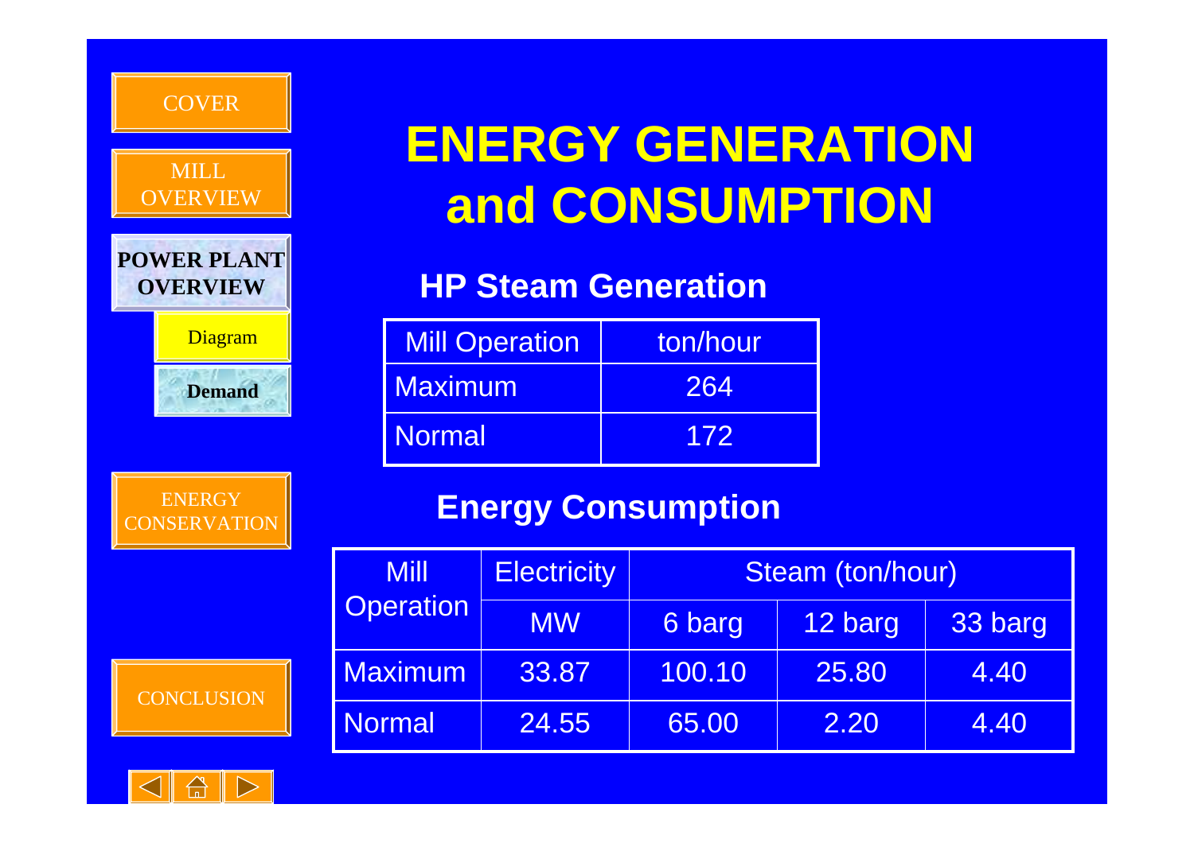COVER

MILL OVERVIEW

**POWER PLANT OVERVIEW**

Diagram

**Demand**

ENERGY CONSERVATION

CONCLUSION

# ENERGY GENERATION and CONSUMPTION

## HP Steam Generation

| Mill Operation | ton/hour |
|---|---|
| Maximum | 264 |
| Normal | 172 |

## Energy Consumption

| Mill Operation | Electricity | Steam (ton/hour) | | |
|---|---|---|---|---|
| | MW | 6 barg | 12 barg | 33 barg |
| Maximum | 33.87 | 100.10 | 25.80 | 4.40 |
| Normal | 24.55 | 65.00 | 2.20 | 4.40 |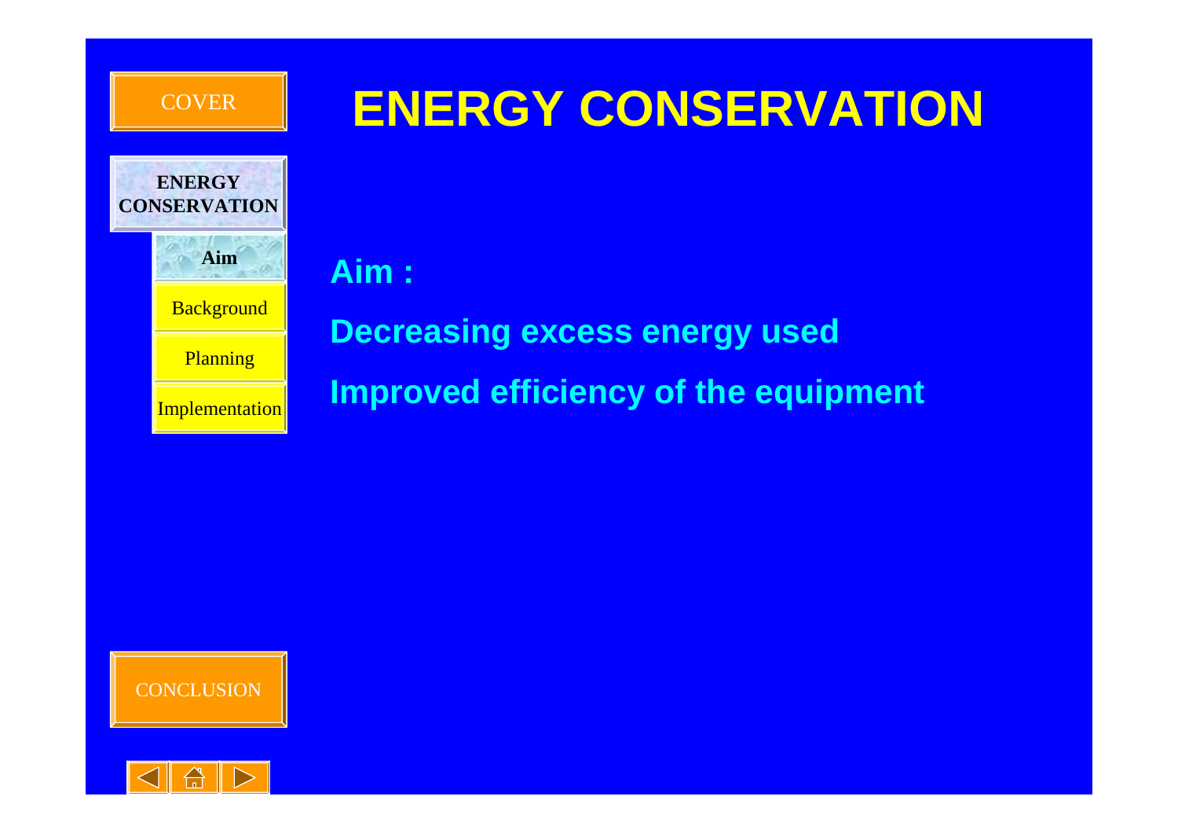COVER

ENERGY CONSERVATION

Aim

Background

Planning

Implementation

CONCLUSION

# ENERGY CONSERVATION

**Aim :**

**Decreasing excess energy used**

**Improved efficiency of the equipment**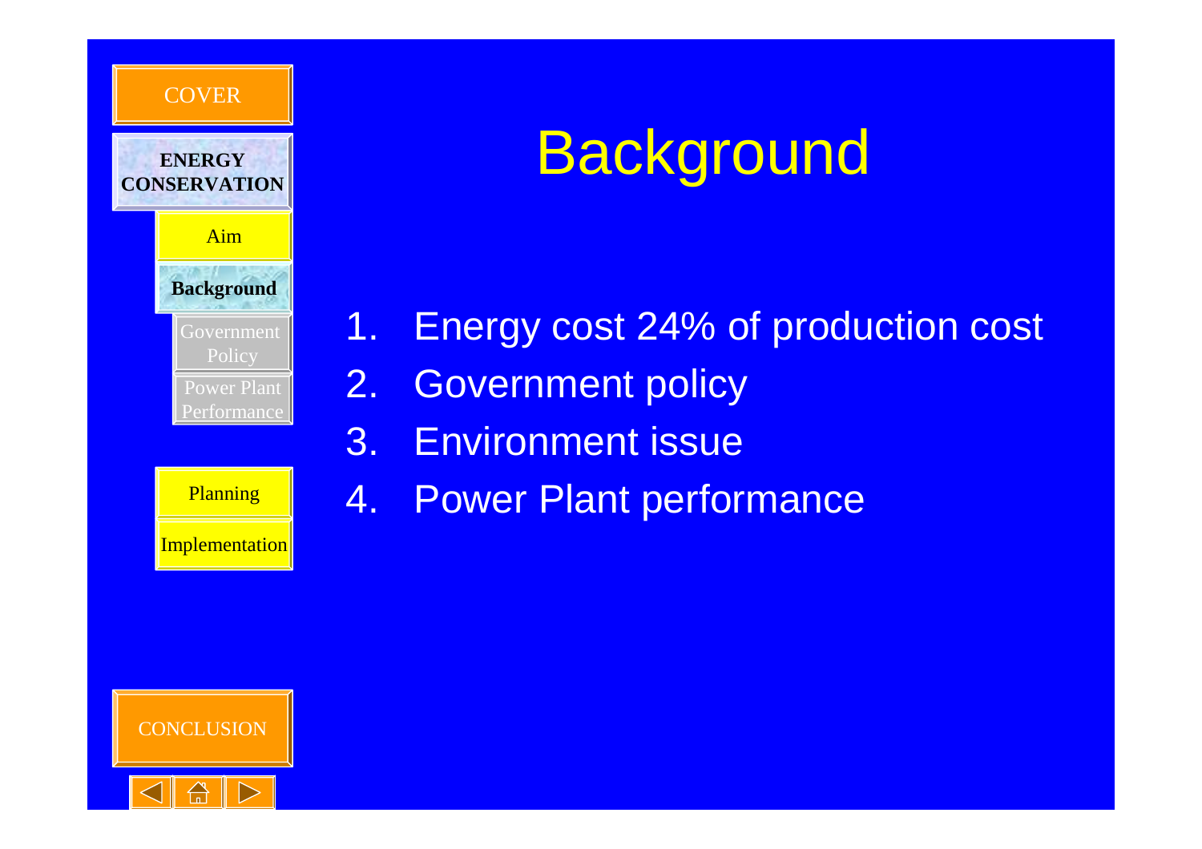COVER

**ENERGY CONSERVATION**

Aim

**Background**

Government Policy

Power Plant Performance

Planning

Implementation

CONCLUSION

# Background

1. Energy cost 24% of production cost
2. Government policy
3. Environment issue
4. Power Plant performance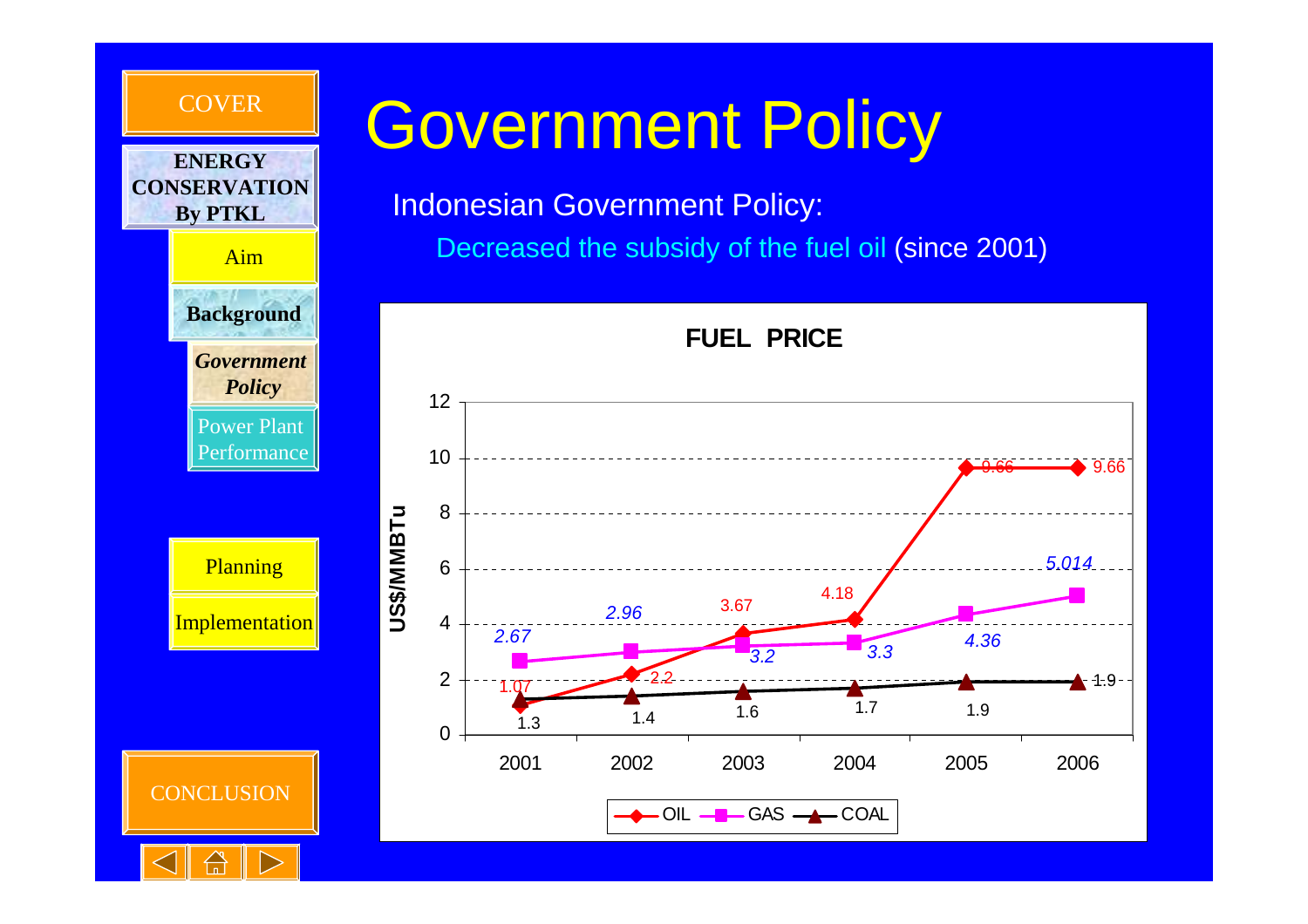# Government Policy

Indonesian Government Policy:

Decreased the subsidy of the fuel oil (since 2001)

**FUEL PRICE**

| Year | OIL (US$/MMBTu) | GAS (US$/MMBTu) | COAL (US$/MMBTu) |
|---|---|---|---|
| 2001 | 1.07 | 2.67 | 1.3 |
| 2002 | 2.2 | 2.96 | 1.4 |
| 2003 | 3.67 | 3.2 | 1.6 |
| 2004 | 4.18 | 3.3 | 1.7 |
| 2005 | 9.66 | 4.36 | 1.9 |
| 2006 | 9.66 | 5.014 | 1.9 |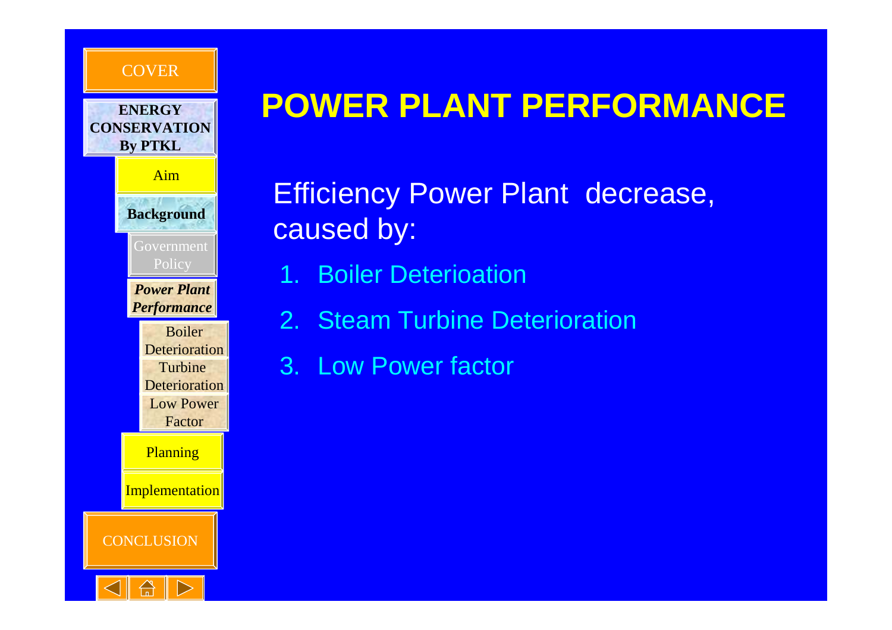COVER

**ENERGY CONSERVATION By PTKL**

Aim

**Background**

Government Policy

***Power Plant Performance***

Boiler Deterioration

Turbine Deterioration

Low Power Factor

Planning

Implementation

CONCLUSION

# POWER PLANT PERFORMANCE

Efficiency Power Plant decrease, caused by:

1. Boiler Deterioation
2. Steam Turbine Deterioration
3. Low Power factor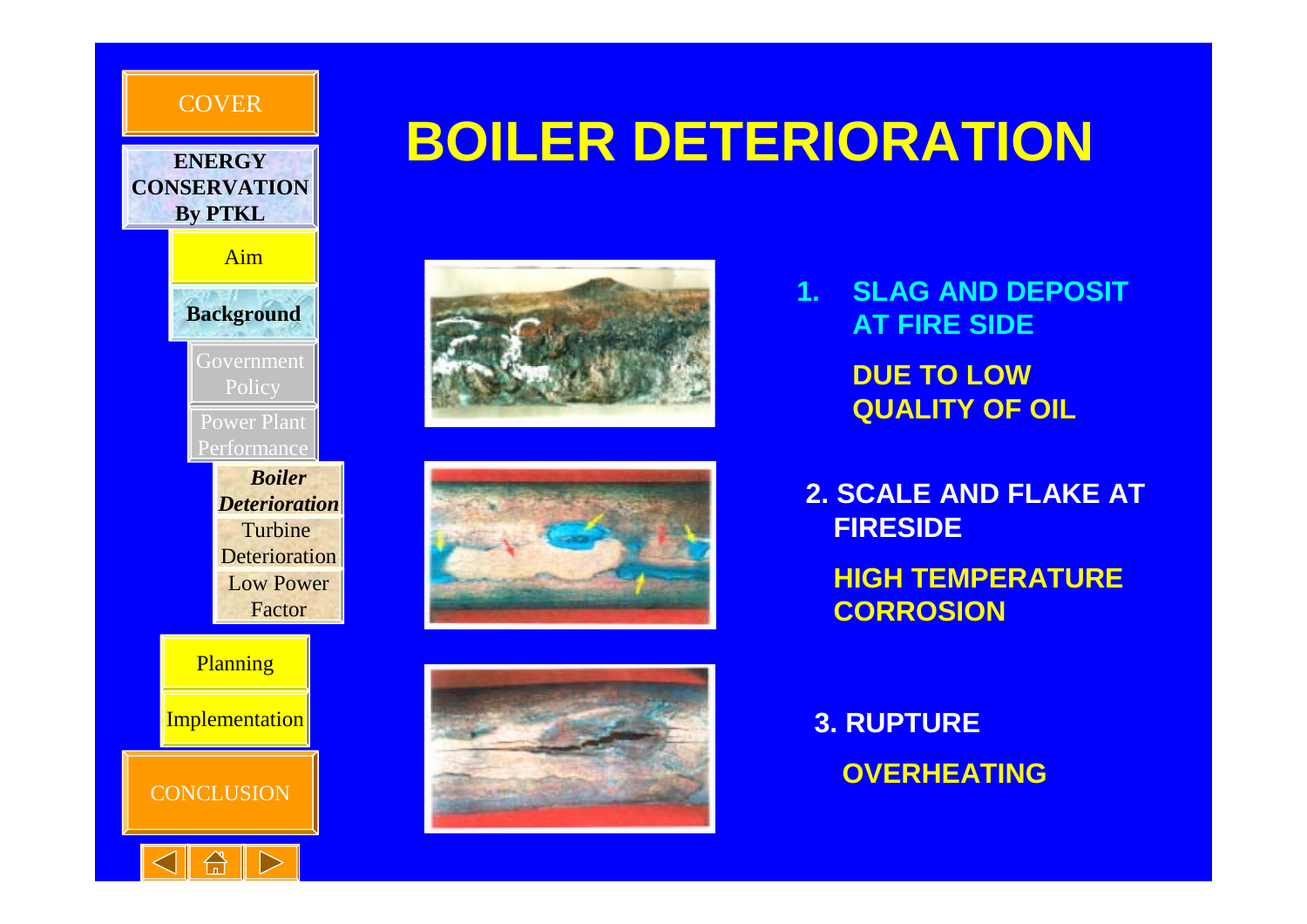# BOILER DETERIORATION

1. **SLAG AND DEPOSIT AT FIRE SIDE**

   **DUE TO LOW QUALITY OF OIL**

2. **SCALE AND FLAKE AT FIRESIDE**

   **HIGH TEMPERATURE CORROSION**

3. **RUPTURE**

   **OVERHEATING**

- COVER
- ENERGY CONSERVATION By PTKL
  - Aim
  - Background
    - Government Policy
    - Power Plant Performance
      - *Boiler Deterioration*
      - Turbine Deterioration
      - Low Power Factor
  - Planning
  - Implementation
- CONCLUSION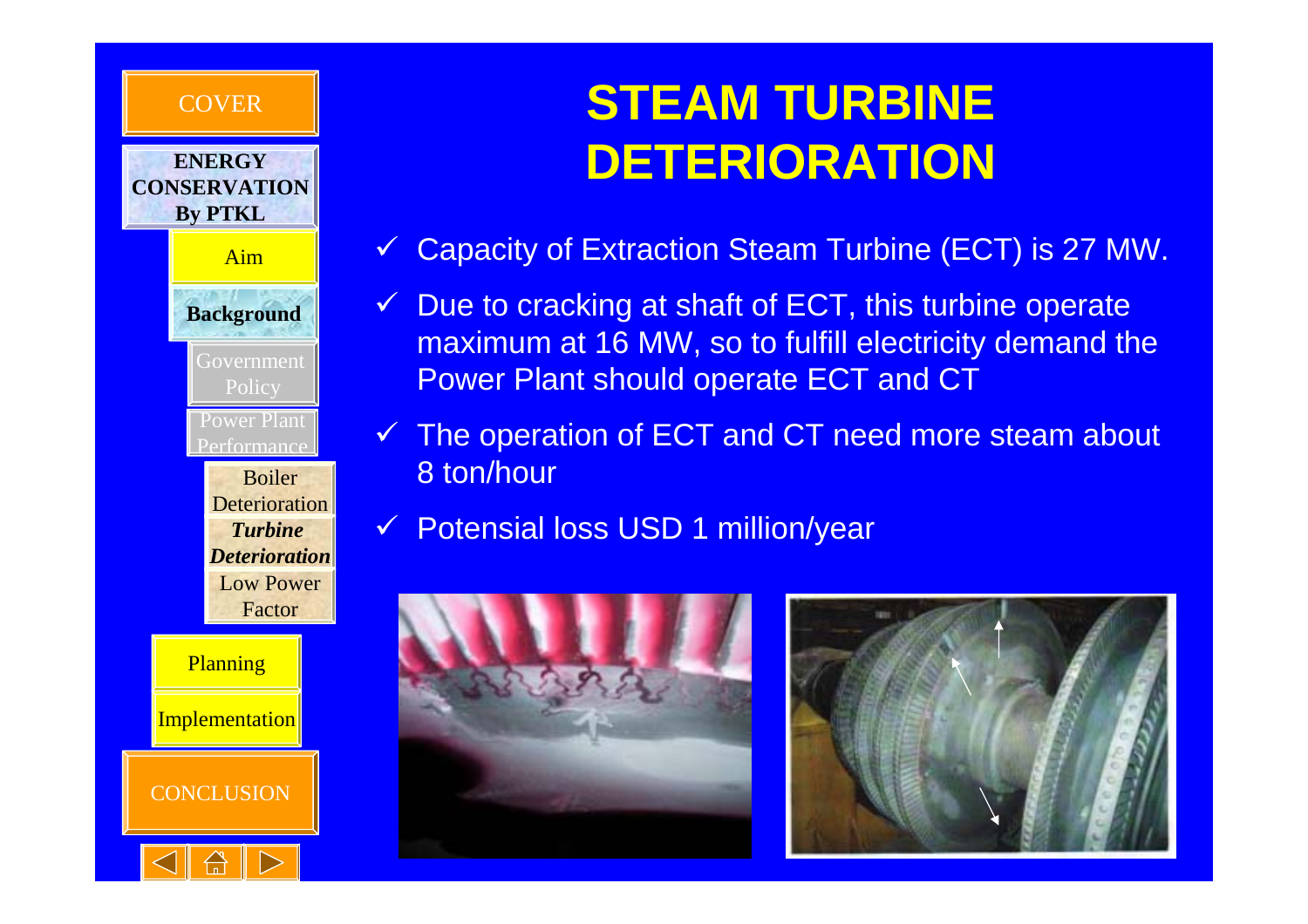# STEAM TURBINE DETERIORATION

- Capacity of Extraction Steam Turbine (ECT) is 27 MW.
- Due to cracking at shaft of ECT, this turbine operate maximum at 16 MW, so to fulfill electricity demand the Power Plant should operate ECT and CT
- The operation of ECT and CT need more steam about 8 ton/hour
- Potensial loss USD 1 million/year

COVER

**ENERGY CONSERVATION By PTKL**

Aim

**Background**

Government Policy

Power Plant Performance

Boiler Deterioration

***Turbine Deterioration***

Low Power Factor

Planning

Implementation

CONCLUSION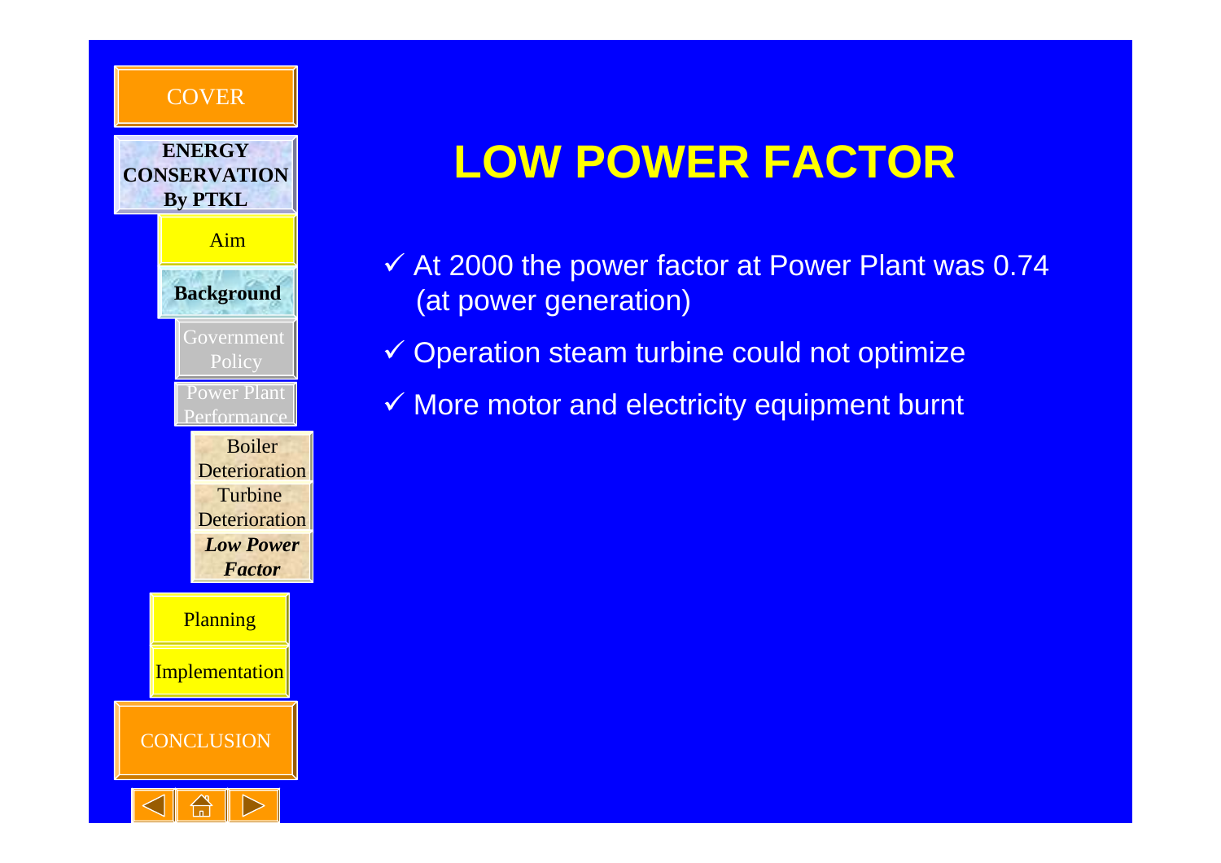# LOW POWER FACTOR

- ✓ At 2000 the power factor at Power Plant was 0.74 (at power generation)
- ✓ Operation steam turbine could not optimize
- ✓ More motor and electricity equipment burnt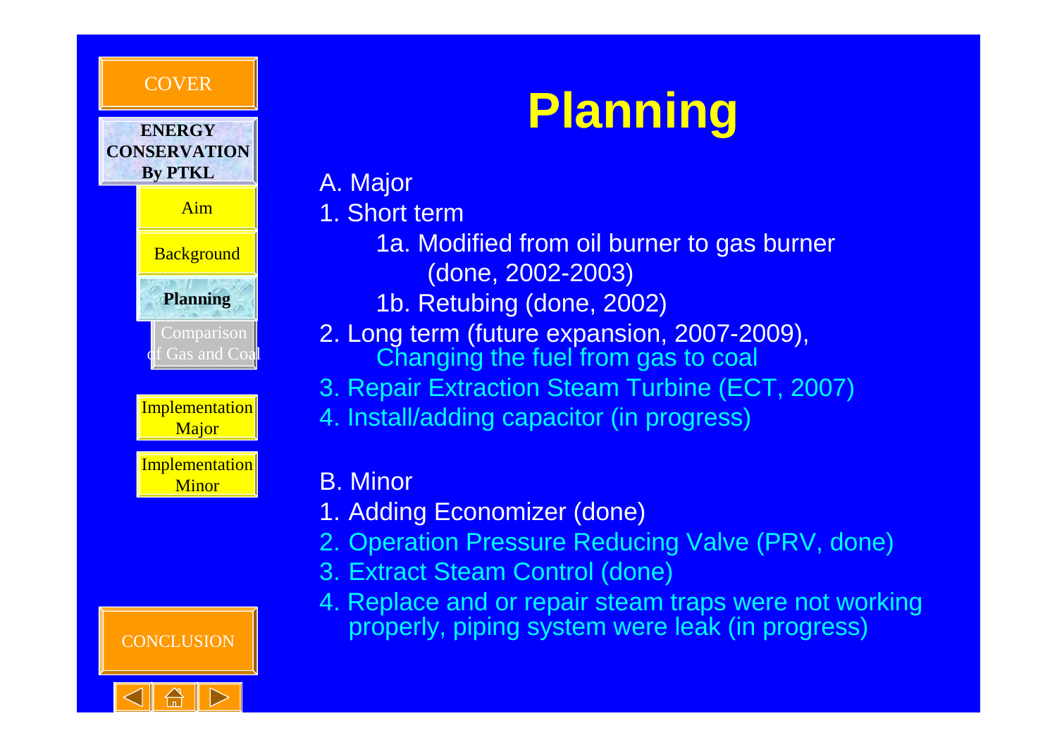COVER

**ENERGY CONSERVATION By PTKL**

Aim

Background

**Planning**

Comparison of Gas and Coal

Implementation Major

Implementation Minor

CONCLUSION

# Planning

A. Major

1. Short term
   - 1a. Modified from oil burner to gas burner (done, 2002-2003)
   - 1b. Retubing (done, 2002)
2. Long term (future expansion, 2007-2009), Changing the fuel from gas to coal
3. Repair Extraction Steam Turbine (ECT, 2007)
4. Install/adding capacitor (in progress)

B. Minor

1. Adding Economizer (done)
2. Operation Pressure Reducing Valve (PRV, done)
3. Extract Steam Control (done)
4. Replace and or repair steam traps were not working properly, piping system were leak (in progress)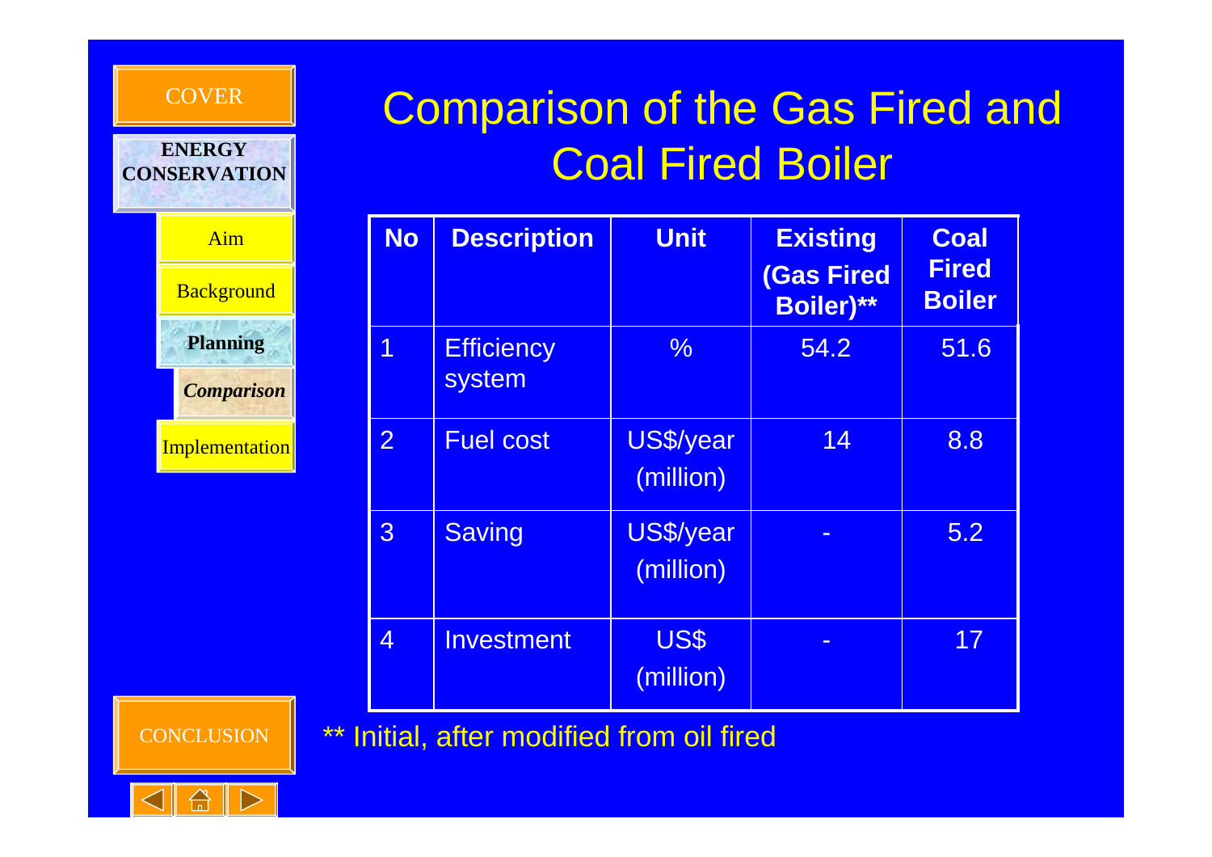# Comparison of the Gas Fired and Coal Fired Boiler

| No | Description | Unit | Existing (Gas Fired Boiler)** | Coal Fired Boiler |
|---|---|---|---|---|
| 1 | Efficiency system | % | 54.2 | 51.6 |
| 2 | Fuel cost | US$/year (million) | 14 | 8.8 |
| 3 | Saving | US$/year (million) | - | 5.2 |
| 4 | Investment | US$ (million) | - | 17 |

** Initial, after modified from oil fired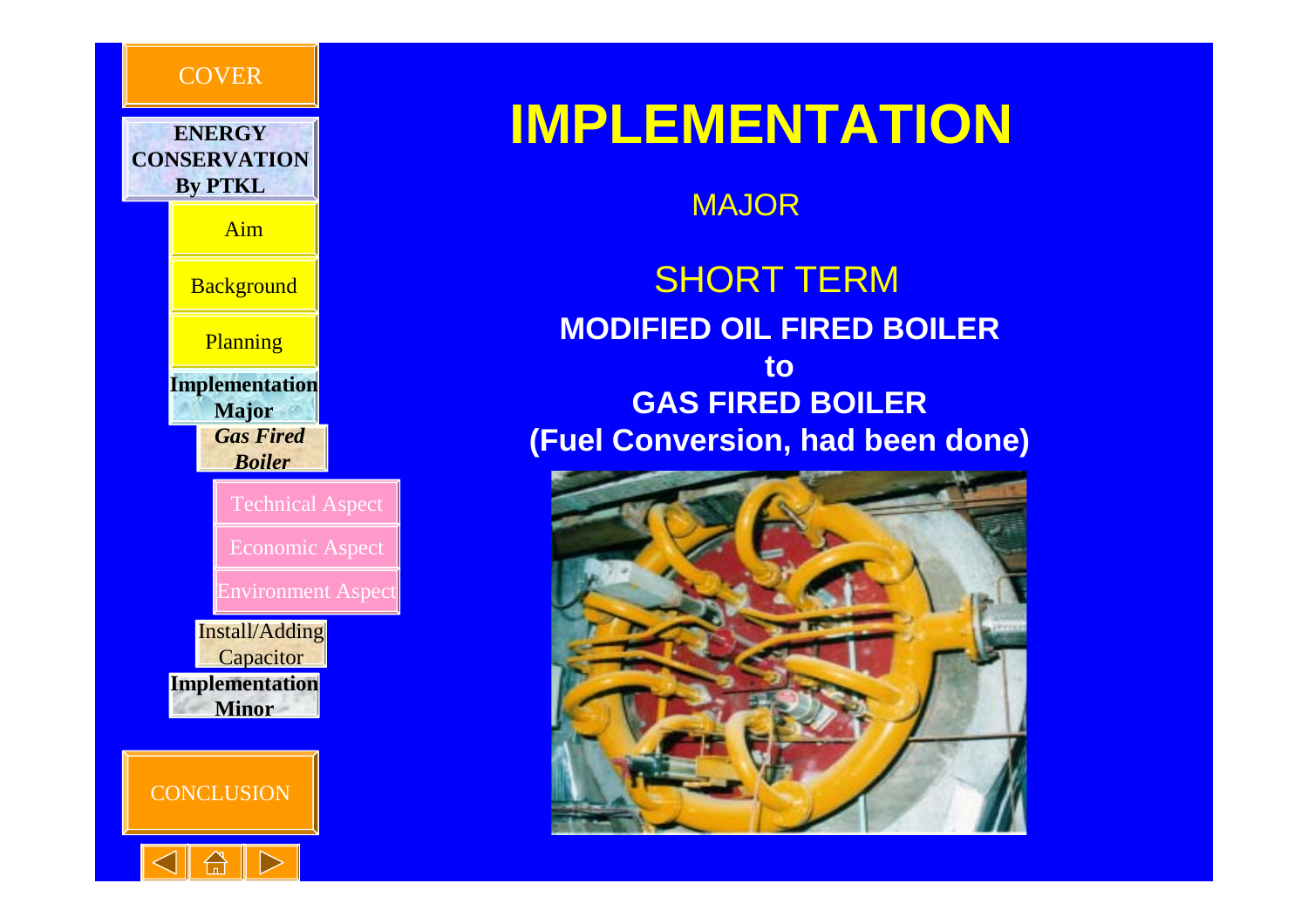COVER

**ENERGY CONSERVATION By PTKL**

Aim

Background

Planning

**Implementation Major**

***Gas Fired Boiler***

Technical Aspect

Economic Aspect

Environment Aspect

Install/Adding Capacitor

**Implementation Minor**

CONCLUSION

# IMPLEMENTATION

MAJOR

## SHORT TERM

**MODIFIED OIL FIRED BOILER**
**to**
**GAS FIRED BOILER**
**(Fuel Conversion, had been done)**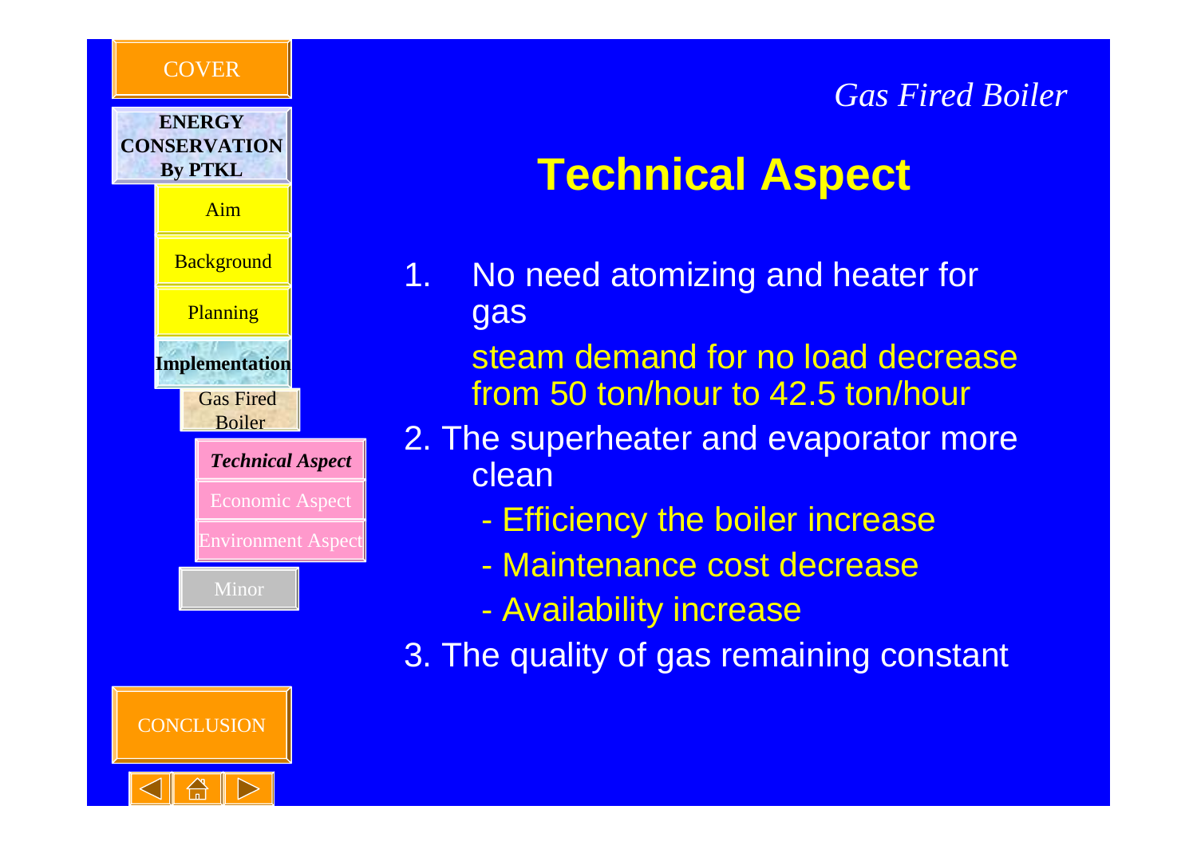*Gas Fired Boiler*

# Technical Aspect

1. No need atomizing and heater for gas

   steam demand for no load decrease from 50 ton/hour to 42.5 ton/hour

2. The superheater and evaporator more clean
   - Efficiency the boiler increase
   - Maintenance cost decrease
   - Availability increase

3. The quality of gas remaining constant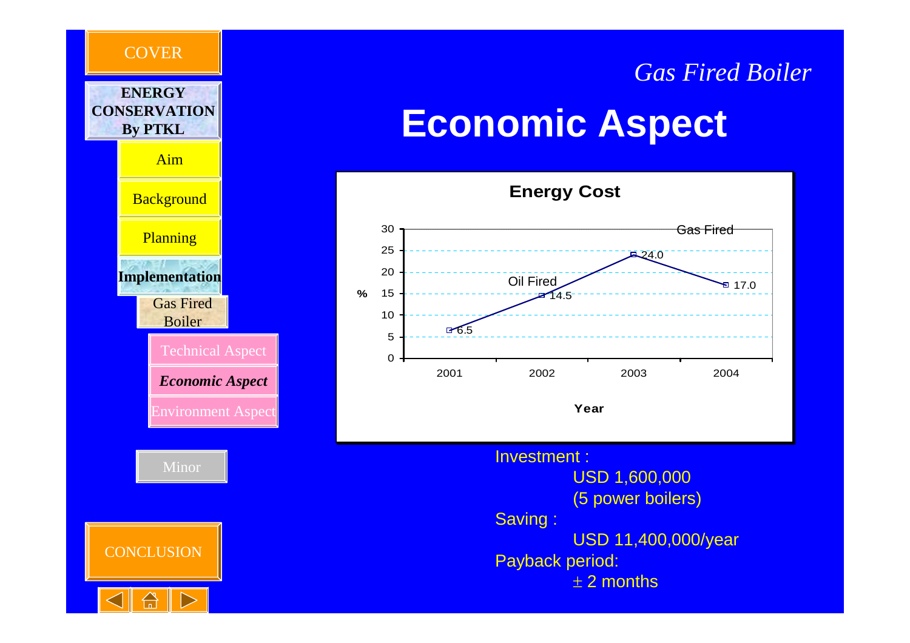*Gas Fired Boiler*

# Economic Aspect

**Energy Cost**

| Year | % |
| --- | --- |
| 2001 | 6.5 |
| 2002 | 14.5 |
| 2003 | 24.0 |
| 2004 | 17.0 |

Oil Fired | Gas Fired

Investment :

USD 1,600,000

(5 power boilers)

Saving :

USD 11,400,000/year

Payback period:

± 2 months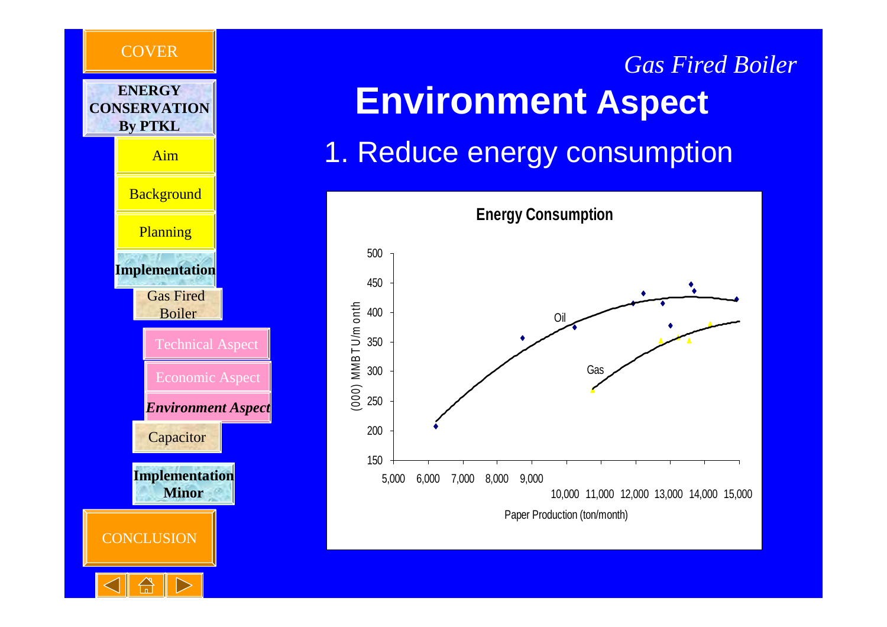COVER

**ENERGY CONSERVATION By PTKL**

Aim

Background

Planning

**Implementation**

Gas Fired Boiler

Technical Aspect

Economic Aspect

***Environment Aspect***

Capacitor

**Implementation Minor**

CONCLUSION

*Gas Fired Boiler*

# Environment Aspect

1. Reduce energy consumption

**Energy Consumption**

(000) MMBTU/month

500
450
400
350
300
250
200
150

Oil

Gas

5,000 6,000 7,000 8,000 9,000 10,000 11,000 12,000 13,000 14,000 15,000

Paper Production (ton/month)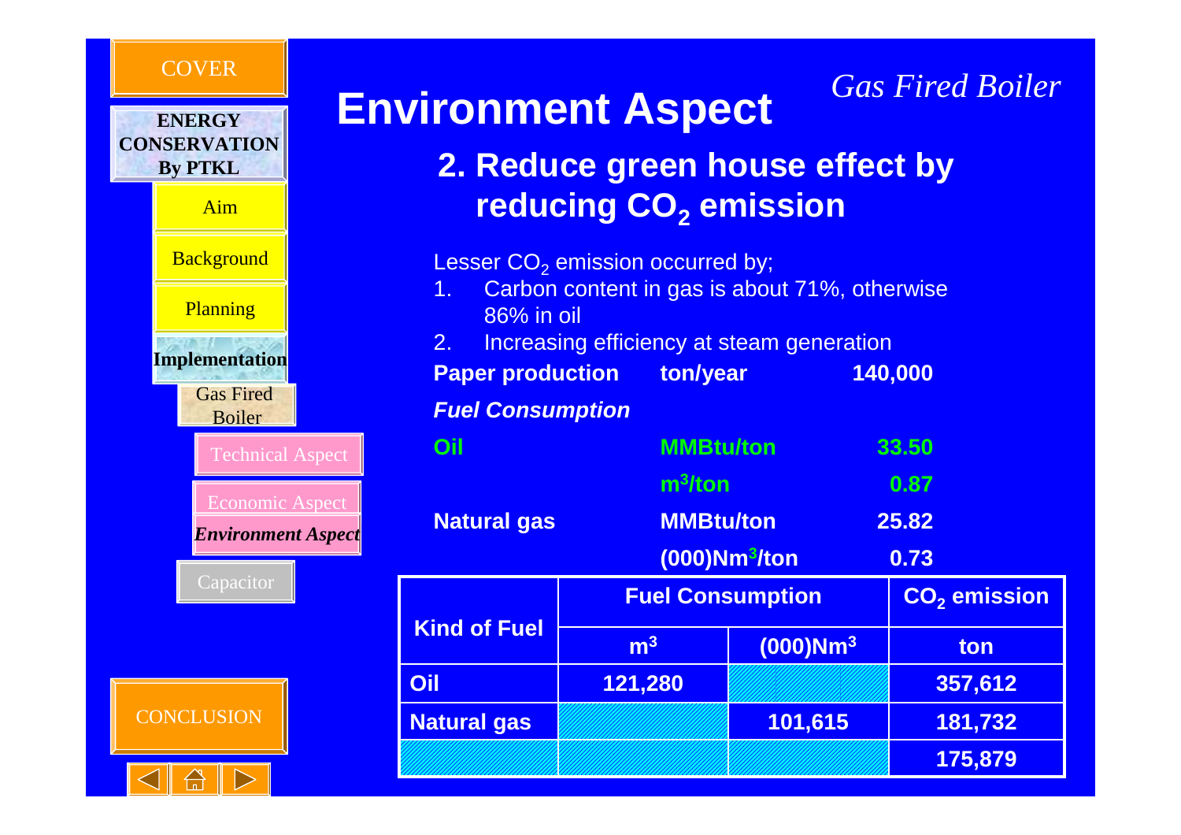# Environment Aspect

*Gas Fired Boiler*

## 2. Reduce green house effect by reducing $CO_2$ emission

Lesser $CO_2$ emission occurred by;

1. Carbon content in gas is about 71%, otherwise 86% in oil
2. Increasing efficiency at steam generation

| | | |
|---|---|---|
| **Paper production** | **ton/year** | **140,000** |
| ***Fuel Consumption*** | | |
| **Oil** | **MMBtu/ton** | **33.50** |
| | **$m^3$/ton** | **0.87** |
| **Natural gas** | **MMBtu/ton** | **25.82** |
| | **(000)$Nm^3$/ton** | **0.73** |

| Kind of Fuel | Fuel Consumption | | $CO_2$ emission |
|---|---|---|---|
| | $m^3$ | (000)$Nm^3$ | ton |
| Oil | 121,280 | | 357,612 |
| Natural gas | | 101,615 | 181,732 |
| | | | 175,879 |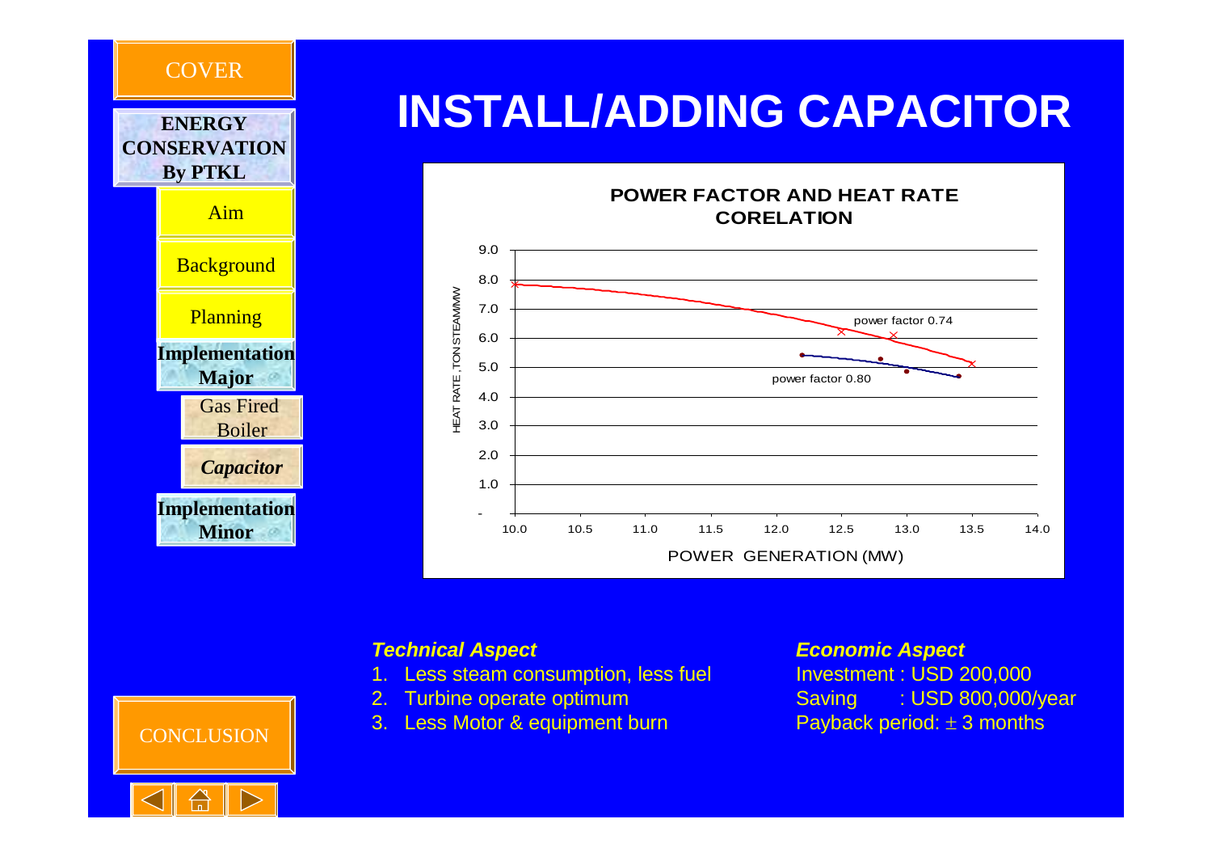# INSTALL/ADDING CAPACITOR

**POWER FACTOR AND HEAT RATE CORELATION**

HEAT RATE, TON STEAM/MW

9.0
8.0
7.0
6.0
5.0
4.0
3.0
2.0
1.0
-

power factor 0.74

power factor 0.80

10.0 10.5 11.0 11.5 12.0 12.5 13.0 13.5 14.0

POWER GENERATION (MW)

***Technical Aspect***

1. Less steam consumption, less fuel
2. Turbine operate optimum
3. Less Motor & equipment burn

***Economic Aspect***

Investment : USD 200,000
Saving : USD 800,000/year
Payback period: ± 3 months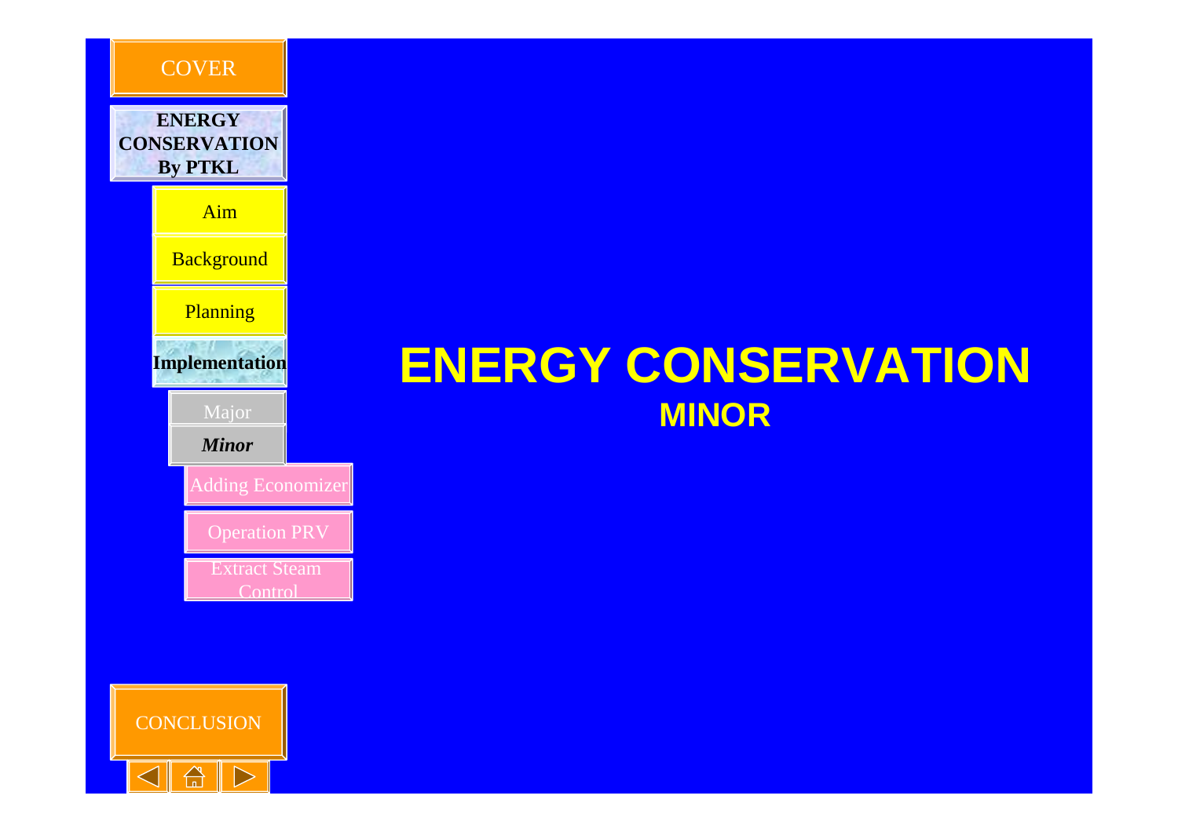- COVER
- **ENERGY CONSERVATION By PTKL**
  - Aim
  - Background
  - Planning
  - **Implementation**
    - Major
    - ***Minor***
      - Adding Economizer
      - Operation PRV
      - Extract Steam Control
- CONCLUSION

# ENERGY CONSERVATION

## MINOR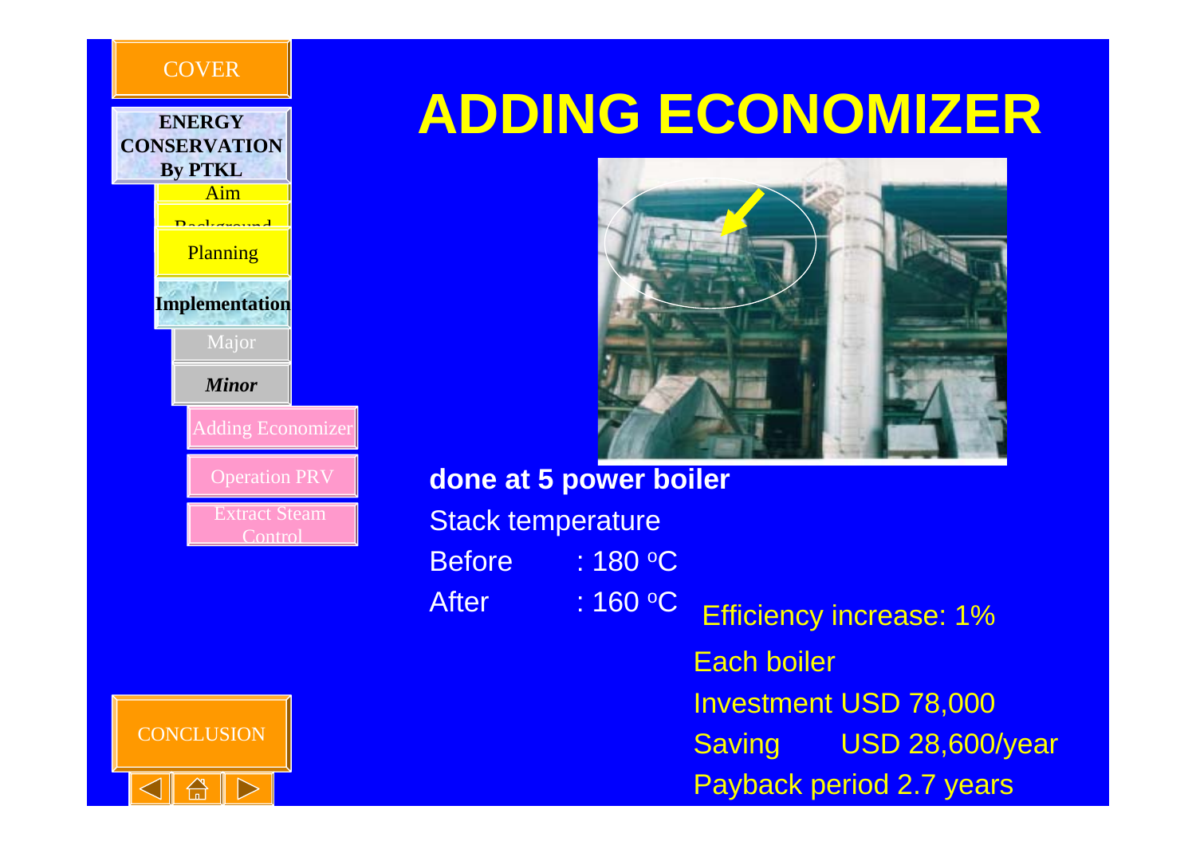# ADDING ECONOMIZER

**done at 5 power boiler**

Stack temperature

Before : 180 $^{o}$C

After : 160 $^{o}$C

Efficiency increase: 1%

Each boiler

Investment USD 78,000

Saving USD 28,600/year

Payback period 2.7 years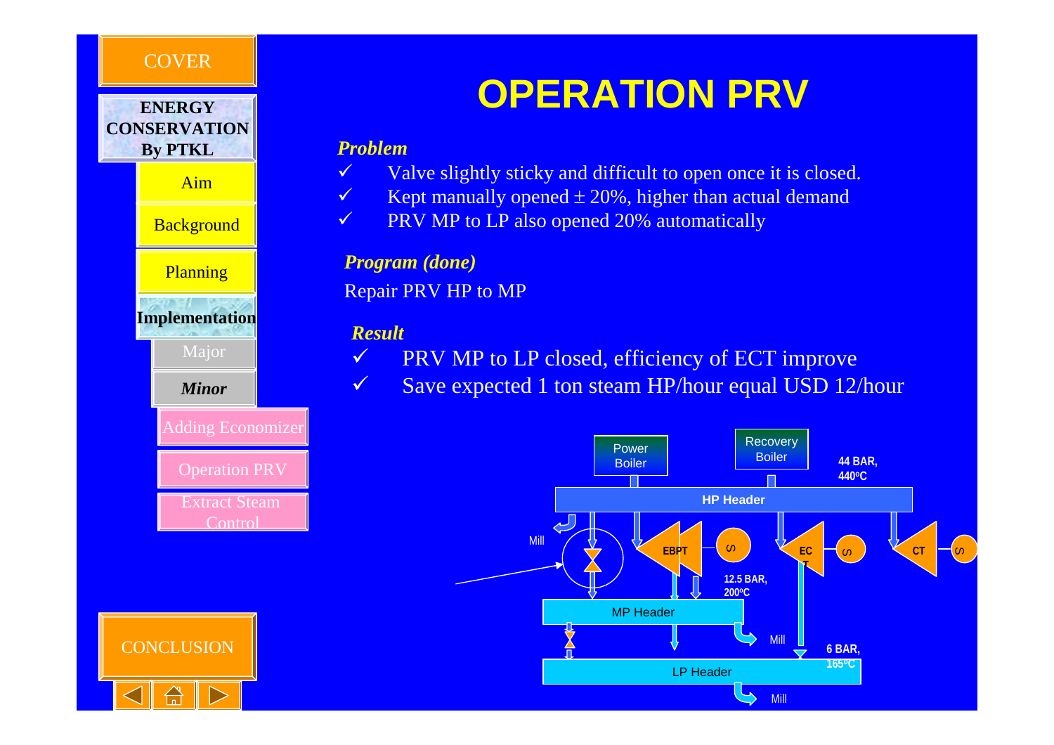# OPERATION PRV

***Problem***

- ✓ Valve slightly sticky and difficult to open once it is closed.
- ✓ Kept manually opened ± 20%, higher than actual demand
- ✓ PRV MP to LP also opened 20% automatically

***Program (done)***

Repair PRV HP to MP

***Result***

- ✓ PRV MP to LP closed, efficiency of ECT improve
- ✓ Save expected 1 ton steam HP/hour equal USD 12/hour

Power Boiler | Recovery Boiler | 44 BAR, 440°C | HP Header | Mill | EBPT | S | EC T | S | CT | S | 12.5 BAR, 200°C | MP Header | Mill | 6 BAR, 165°C | LP Header | Mill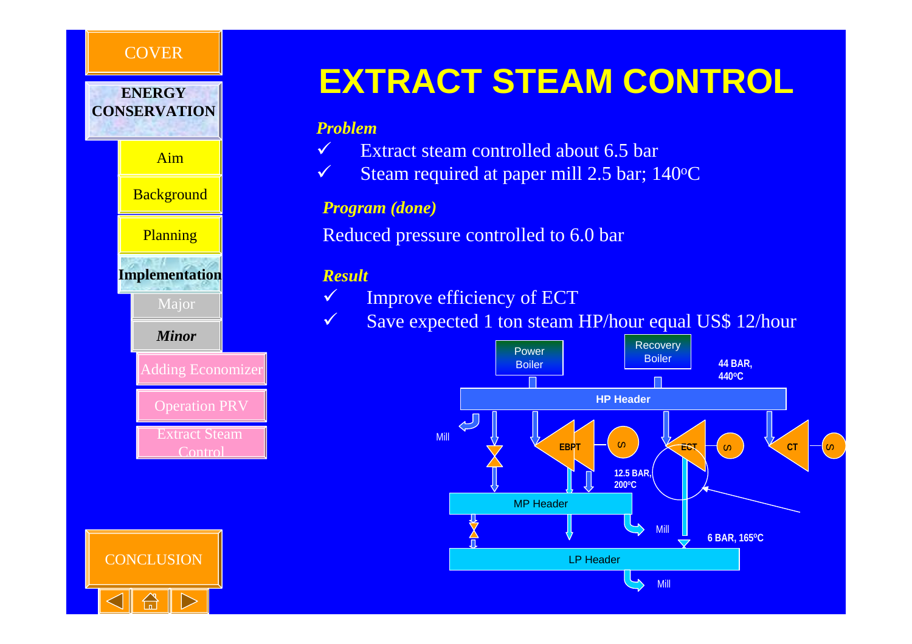# EXTRACT STEAM CONTROL

COVER

ENERGY CONSERVATION

- Aim
- Background
- Planning
- Implementation
  - Major
  - *Minor*
    - Adding Economizer
    - Operation PRV
    - Extract Steam Control

CONCLUSION

***Problem***

- ✓ Extract steam controlled about 6.5 bar
- ✓ Steam required at paper mill 2.5 bar; 140°C

***Program (done)***

Reduced pressure controlled to 6.0 bar

***Result***

- ✓ Improve efficiency of ECT
- ✓ Save expected 1 ton steam HP/hour equal US$ 12/hour

Power Boiler

Recovery Boiler

44 BAR, 440°C

HP Header

Mill

EBPT

S

ECT

S

CT

S

12.5 BAR, 200°C

MP Header

Mill

6 BAR, 165°C

LP Header

Mill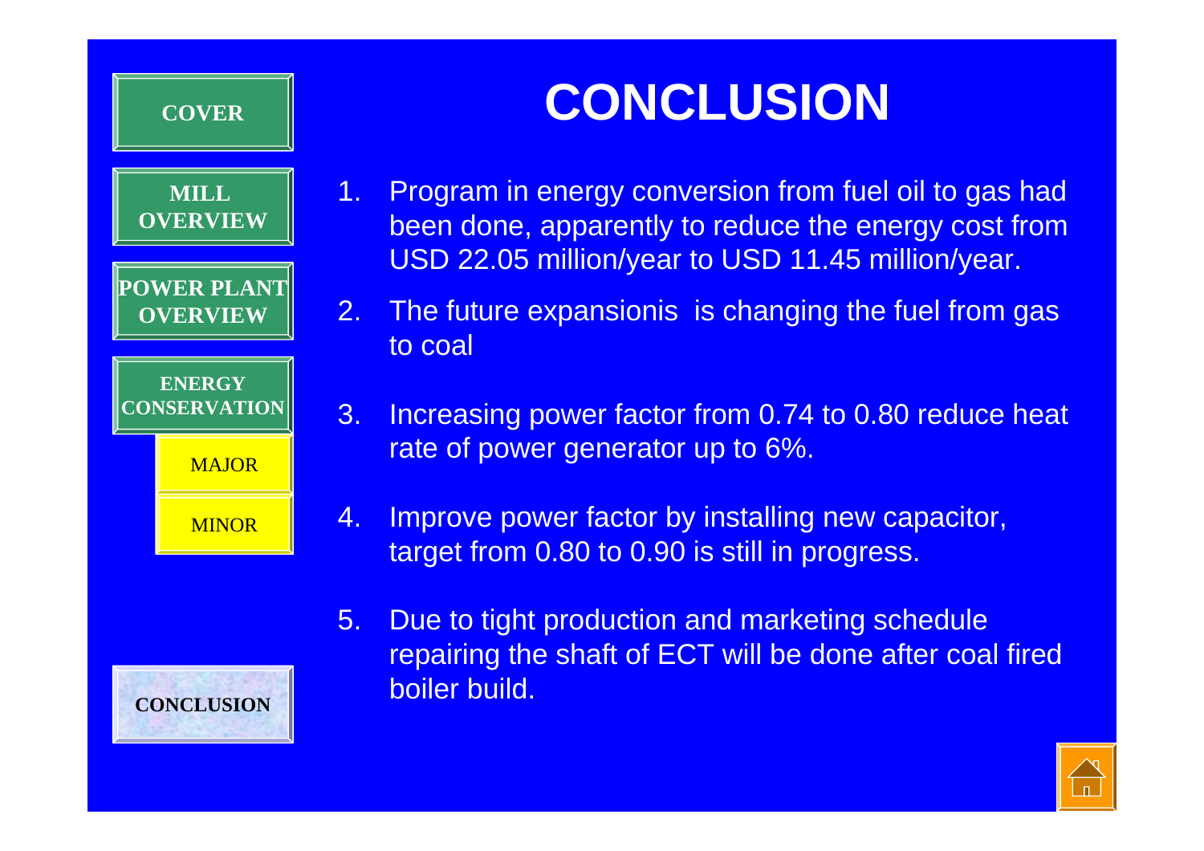# CONCLUSION

1. Program in energy conversion from fuel oil to gas had been done, apparently to reduce the energy cost from USD 22.05 million/year to USD 11.45 million/year.
2. The future expansionis  is changing the fuel from gas to coal
3. Increasing power factor from 0.74 to 0.80 reduce heat rate of power generator up to 6%.
4. Improve power factor by installing new capacitor, target from 0.80 to 0.90 is still in progress.
5. Due to tight production and marketing schedule repairing the shaft of ECT will be done after coal fired boiler build.

COVER

MILL OVERVIEW

POWER PLANT OVERVIEW

ENERGY CONSERVATION

MAJOR

MINOR

CONCLUSION